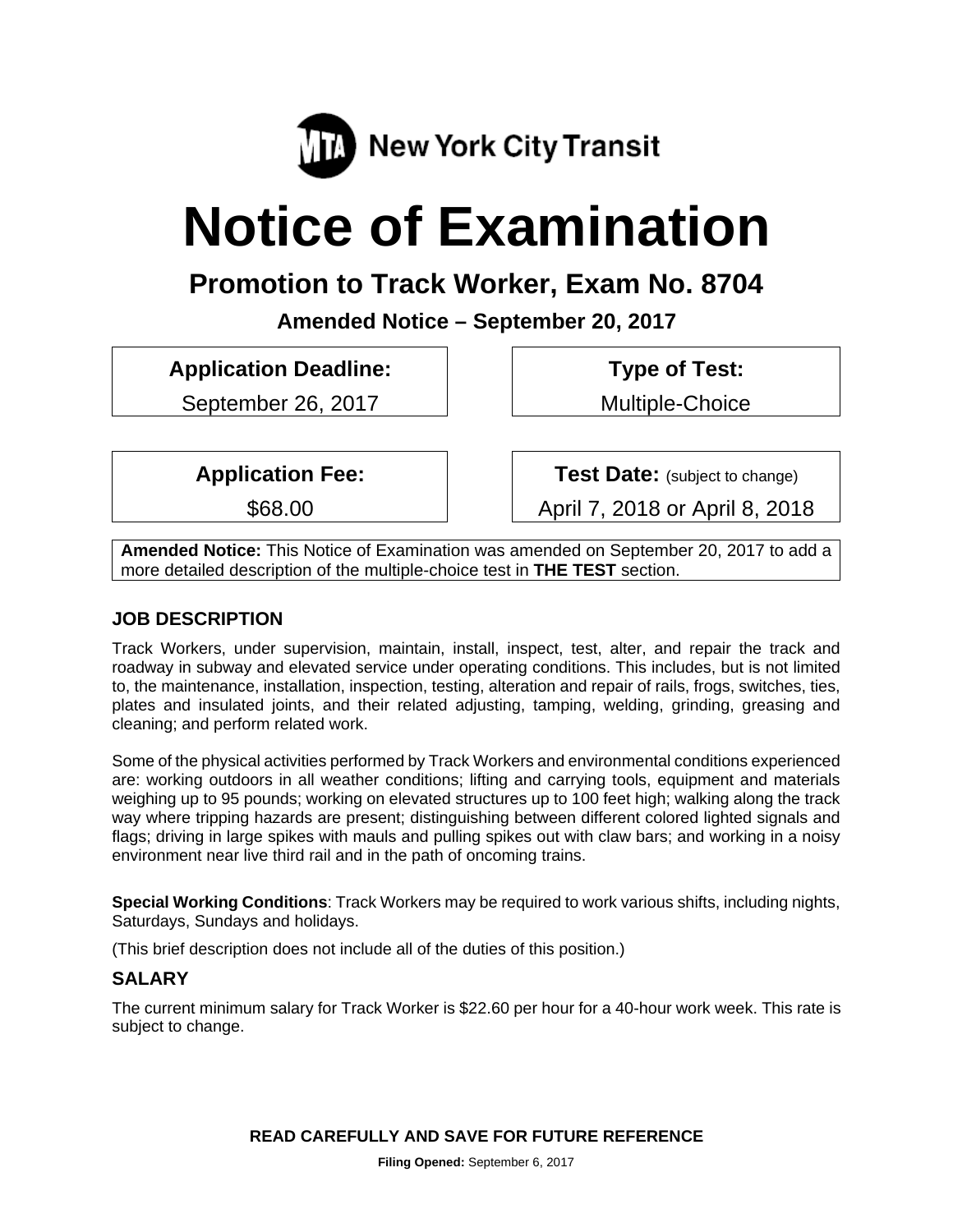New York City Transit

# Notice of Examination

## Promotion to Track Worker, Exam No. 8704

**Amended Notice – September 20, 2017**

| **Application Deadline:** | **Type of Test:** |
| --- | --- |
| September 26, 2017 | Multiple-Choice |

| **Application Fee:** | **Test Date:** (subject to change) |
| --- | --- |
| $68.00 | April 7, 2018 or April 8, 2018 |

**Amended Notice:** This Notice of Examination was amended on September 20, 2017 to add a more detailed description of the multiple-choice test in **THE TEST** section.

### JOB DESCRIPTION

Track Workers, under supervision, maintain, install, inspect, test, alter, and repair the track and roadway in subway and elevated service under operating conditions. This includes, but is not limited to, the maintenance, installation, inspection, testing, alteration and repair of rails, frogs, switches, ties, plates and insulated joints, and their related adjusting, tamping, welding, grinding, greasing and cleaning; and perform related work.

Some of the physical activities performed by Track Workers and environmental conditions experienced are: working outdoors in all weather conditions; lifting and carrying tools, equipment and materials weighing up to 95 pounds; working on elevated structures up to 100 feet high; walking along the track way where tripping hazards are present; distinguishing between different colored lighted signals and flags; driving in large spikes with mauls and pulling spikes out with claw bars; and working in a noisy environment near live third rail and in the path of oncoming trains.

**Special Working Conditions**: Track Workers may be required to work various shifts, including nights, Saturdays, Sundays and holidays.

(This brief description does not include all of the duties of this position.)

### SALARY

The current minimum salary for Track Worker is $22.60 per hour for a 40-hour work week. This rate is subject to change.

**READ CAREFULLY AND SAVE FOR FUTURE REFERENCE**

**Filing Opened:** September 6, 2017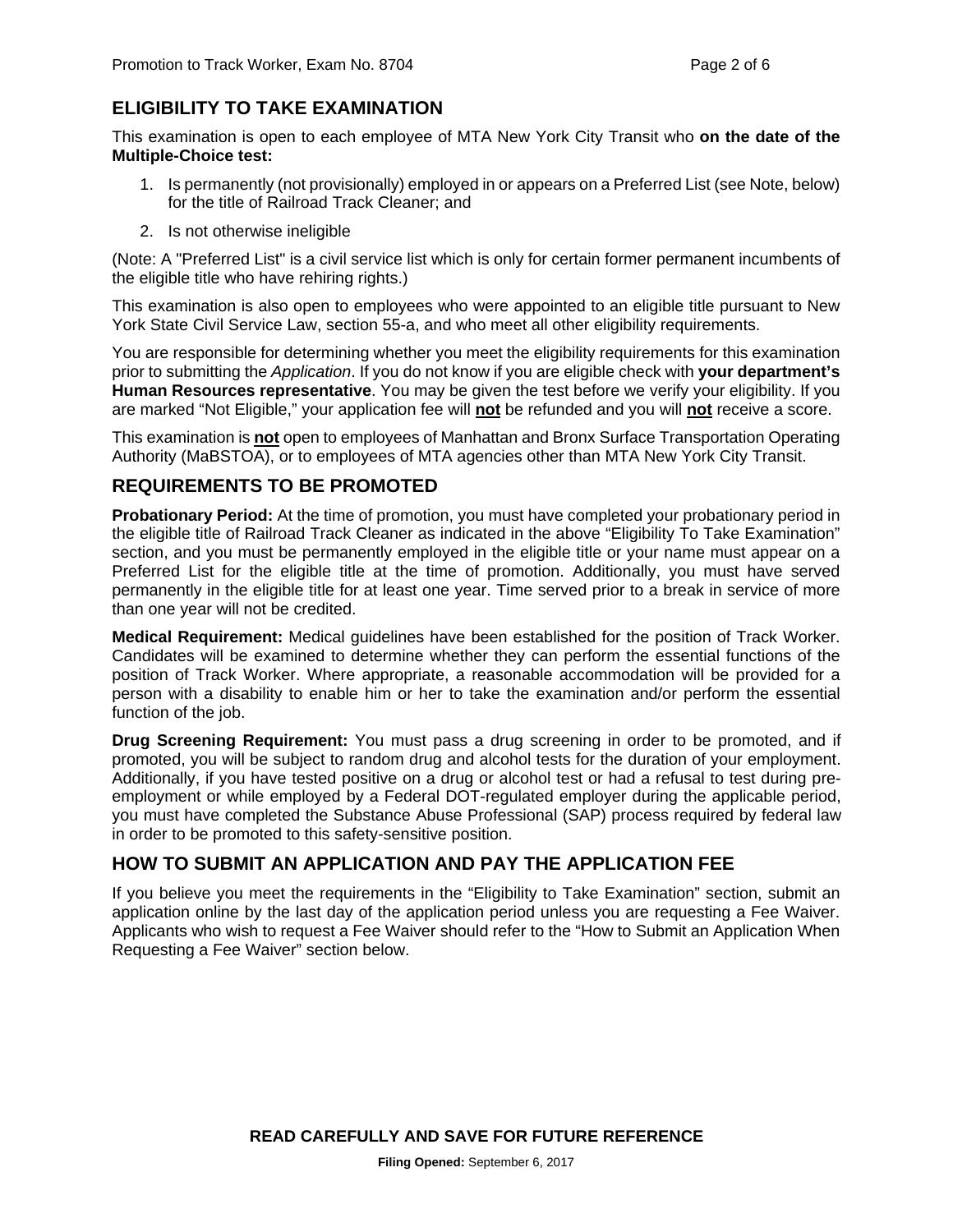## ELIGIBILITY TO TAKE EXAMINATION

This examination is open to each employee of MTA New York City Transit who **on the date of the Multiple-Choice test:**

1. Is permanently (not provisionally) employed in or appears on a Preferred List (see Note, below) for the title of Railroad Track Cleaner; and
2. Is not otherwise ineligible

(Note: A "Preferred List" is a civil service list which is only for certain former permanent incumbents of the eligible title who have rehiring rights.)

This examination is also open to employees who were appointed to an eligible title pursuant to New York State Civil Service Law, section 55-a, and who meet all other eligibility requirements.

You are responsible for determining whether you meet the eligibility requirements for this examination prior to submitting the *Application*. If you do not know if you are eligible check with **your department's Human Resources representative**. You may be given the test before we verify your eligibility. If you are marked "Not Eligible," your application fee will **not** be refunded and you will **not** receive a score.

This examination is **not** open to employees of Manhattan and Bronx Surface Transportation Operating Authority (MaBSTOA), or to employees of MTA agencies other than MTA New York City Transit.

## REQUIREMENTS TO BE PROMOTED

**Probationary Period:** At the time of promotion, you must have completed your probationary period in the eligible title of Railroad Track Cleaner as indicated in the above "Eligibility To Take Examination" section, and you must be permanently employed in the eligible title or your name must appear on a Preferred List for the eligible title at the time of promotion. Additionally, you must have served permanently in the eligible title for at least one year. Time served prior to a break in service of more than one year will not be credited.

**Medical Requirement:** Medical guidelines have been established for the position of Track Worker. Candidates will be examined to determine whether they can perform the essential functions of the position of Track Worker. Where appropriate, a reasonable accommodation will be provided for a person with a disability to enable him or her to take the examination and/or perform the essential function of the job.

**Drug Screening Requirement:** You must pass a drug screening in order to be promoted, and if promoted, you will be subject to random drug and alcohol tests for the duration of your employment. Additionally, if you have tested positive on a drug or alcohol test or had a refusal to test during pre-employment or while employed by a Federal DOT-regulated employer during the applicable period, you must have completed the Substance Abuse Professional (SAP) process required by federal law in order to be promoted to this safety-sensitive position.

## HOW TO SUBMIT AN APPLICATION AND PAY THE APPLICATION FEE

If you believe you meet the requirements in the "Eligibility to Take Examination" section, submit an application online by the last day of the application period unless you are requesting a Fee Waiver. Applicants who wish to request a Fee Waiver should refer to the "How to Submit an Application When Requesting a Fee Waiver" section below.

**READ CAREFULLY AND SAVE FOR FUTURE REFERENCE**

**Filing Opened:** September 6, 2017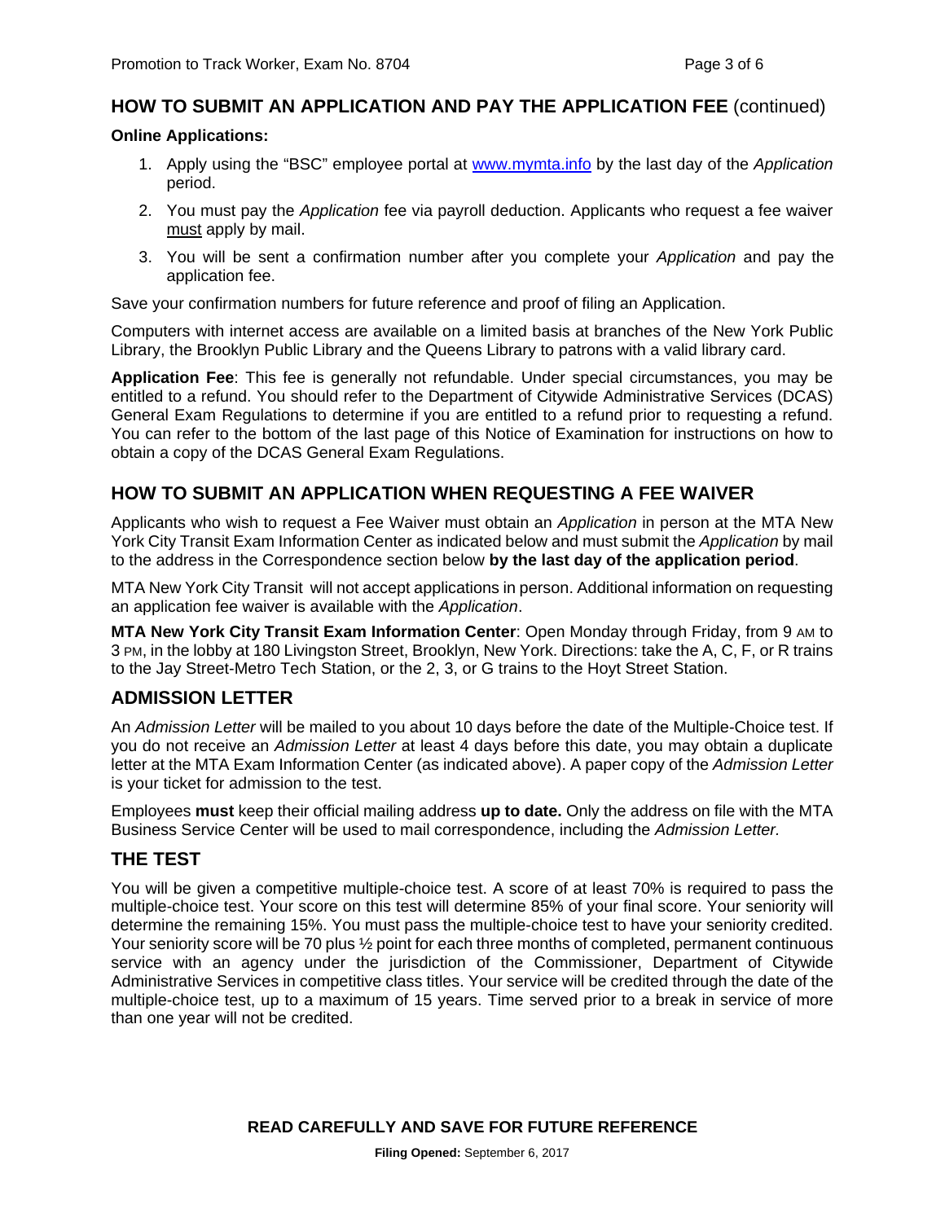## HOW TO SUBMIT AN APPLICATION AND PAY THE APPLICATION FEE (continued)

**Online Applications:**

1. Apply using the "BSC" employee portal at www.mymta.info by the last day of the *Application* period.
2. You must pay the *Application* fee via payroll deduction. Applicants who request a fee waiver must apply by mail.
3. You will be sent a confirmation number after you complete your *Application* and pay the application fee.

Save your confirmation numbers for future reference and proof of filing an Application.

Computers with internet access are available on a limited basis at branches of the New York Public Library, the Brooklyn Public Library and the Queens Library to patrons with a valid library card.

**Application Fee**: This fee is generally not refundable. Under special circumstances, you may be entitled to a refund. You should refer to the Department of Citywide Administrative Services (DCAS) General Exam Regulations to determine if you are entitled to a refund prior to requesting a refund. You can refer to the bottom of the last page of this Notice of Examination for instructions on how to obtain a copy of the DCAS General Exam Regulations.

## HOW TO SUBMIT AN APPLICATION WHEN REQUESTING A FEE WAIVER

Applicants who wish to request a Fee Waiver must obtain an *Application* in person at the MTA New York City Transit Exam Information Center as indicated below and must submit the *Application* by mail to the address in the Correspondence section below **by the last day of the application period**.

MTA New York City Transit will not accept applications in person. Additional information on requesting an application fee waiver is available with the *Application*.

**MTA New York City Transit Exam Information Center**: Open Monday through Friday, from 9 AM to 3 PM, in the lobby at 180 Livingston Street, Brooklyn, New York. Directions: take the A, C, F, or R trains to the Jay Street-Metro Tech Station, or the 2, 3, or G trains to the Hoyt Street Station.

## ADMISSION LETTER

An *Admission Letter* will be mailed to you about 10 days before the date of the Multiple-Choice test. If you do not receive an *Admission Letter* at least 4 days before this date, you may obtain a duplicate letter at the MTA Exam Information Center (as indicated above). A paper copy of the *Admission Letter* is your ticket for admission to the test.

Employees **must** keep their official mailing address **up to date.** Only the address on file with the MTA Business Service Center will be used to mail correspondence, including the *Admission Letter.*

## THE TEST

You will be given a competitive multiple-choice test. A score of at least 70% is required to pass the multiple-choice test. Your score on this test will determine 85% of your final score. Your seniority will determine the remaining 15%. You must pass the multiple-choice test to have your seniority credited. Your seniority score will be 70 plus ½ point for each three months of completed, permanent continuous service with an agency under the jurisdiction of the Commissioner, Department of Citywide Administrative Services in competitive class titles. Your service will be credited through the date of the multiple-choice test, up to a maximum of 15 years. Time served prior to a break in service of more than one year will not be credited.

**READ CAREFULLY AND SAVE FOR FUTURE REFERENCE**

**Filing Opened:** September 6, 2017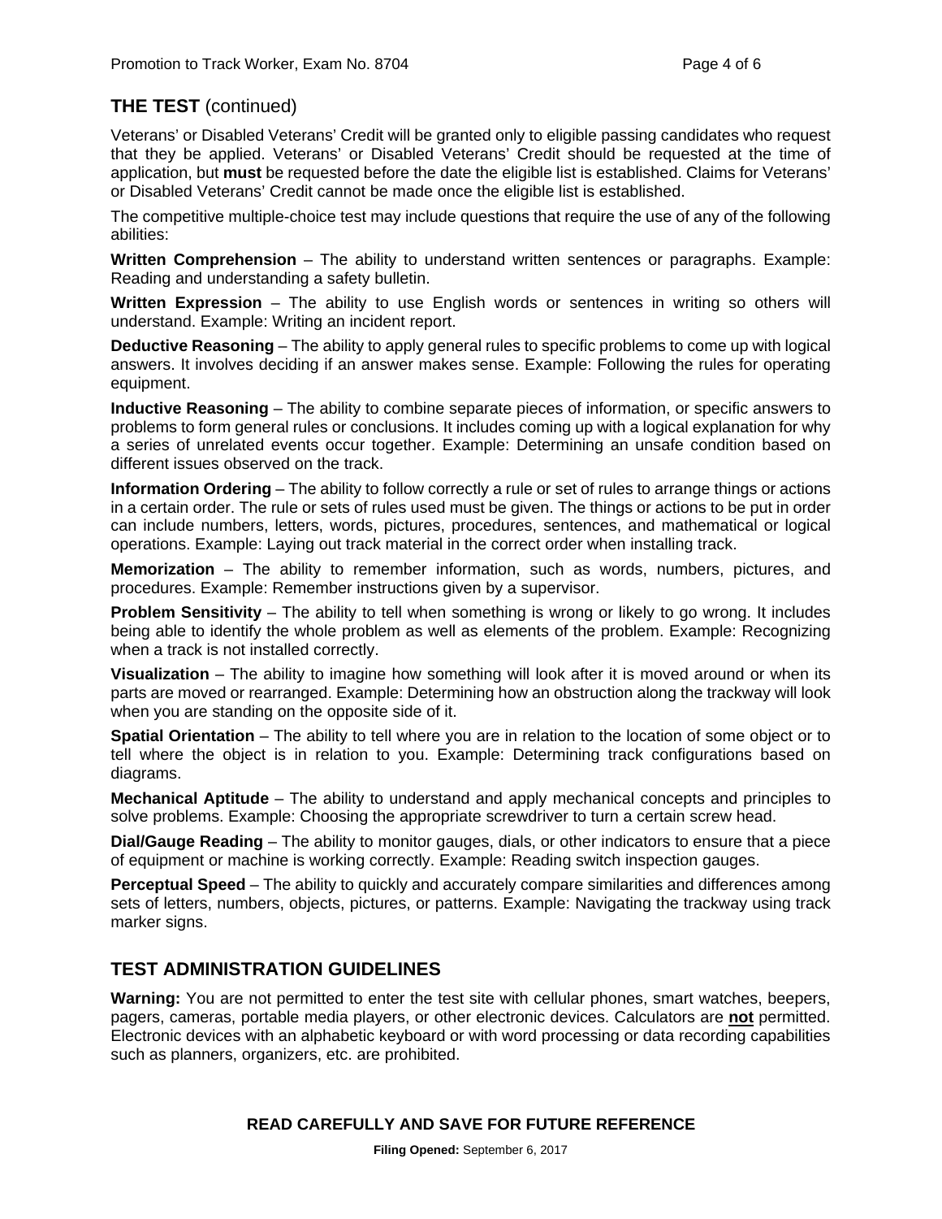## THE TEST (continued)

Veterans' or Disabled Veterans' Credit will be granted only to eligible passing candidates who request that they be applied. Veterans' or Disabled Veterans' Credit should be requested at the time of application, but **must** be requested before the date the eligible list is established. Claims for Veterans' or Disabled Veterans' Credit cannot be made once the eligible list is established.

The competitive multiple-choice test may include questions that require the use of any of the following abilities:

**Written Comprehension** – The ability to understand written sentences or paragraphs. Example: Reading and understanding a safety bulletin.

**Written Expression** – The ability to use English words or sentences in writing so others will understand. Example: Writing an incident report.

**Deductive Reasoning** – The ability to apply general rules to specific problems to come up with logical answers. It involves deciding if an answer makes sense. Example: Following the rules for operating equipment.

**Inductive Reasoning** – The ability to combine separate pieces of information, or specific answers to problems to form general rules or conclusions. It includes coming up with a logical explanation for why a series of unrelated events occur together. Example: Determining an unsafe condition based on different issues observed on the track.

**Information Ordering** – The ability to follow correctly a rule or set of rules to arrange things or actions in a certain order. The rule or sets of rules used must be given. The things or actions to be put in order can include numbers, letters, words, pictures, procedures, sentences, and mathematical or logical operations. Example: Laying out track material in the correct order when installing track.

**Memorization** – The ability to remember information, such as words, numbers, pictures, and procedures. Example: Remember instructions given by a supervisor.

**Problem Sensitivity** – The ability to tell when something is wrong or likely to go wrong. It includes being able to identify the whole problem as well as elements of the problem. Example: Recognizing when a track is not installed correctly.

**Visualization** – The ability to imagine how something will look after it is moved around or when its parts are moved or rearranged. Example: Determining how an obstruction along the trackway will look when you are standing on the opposite side of it.

**Spatial Orientation** – The ability to tell where you are in relation to the location of some object or to tell where the object is in relation to you. Example: Determining track configurations based on diagrams.

**Mechanical Aptitude** – The ability to understand and apply mechanical concepts and principles to solve problems. Example: Choosing the appropriate screwdriver to turn a certain screw head.

**Dial/Gauge Reading** – The ability to monitor gauges, dials, or other indicators to ensure that a piece of equipment or machine is working correctly. Example: Reading switch inspection gauges.

**Perceptual Speed** – The ability to quickly and accurately compare similarities and differences among sets of letters, numbers, objects, pictures, or patterns. Example: Navigating the trackway using track marker signs.

## TEST ADMINISTRATION GUIDELINES

**Warning:** You are not permitted to enter the test site with cellular phones, smart watches, beepers, pagers, cameras, portable media players, or other electronic devices. Calculators are **not** permitted. Electronic devices with an alphabetic keyboard or with word processing or data recording capabilities such as planners, organizers, etc. are prohibited.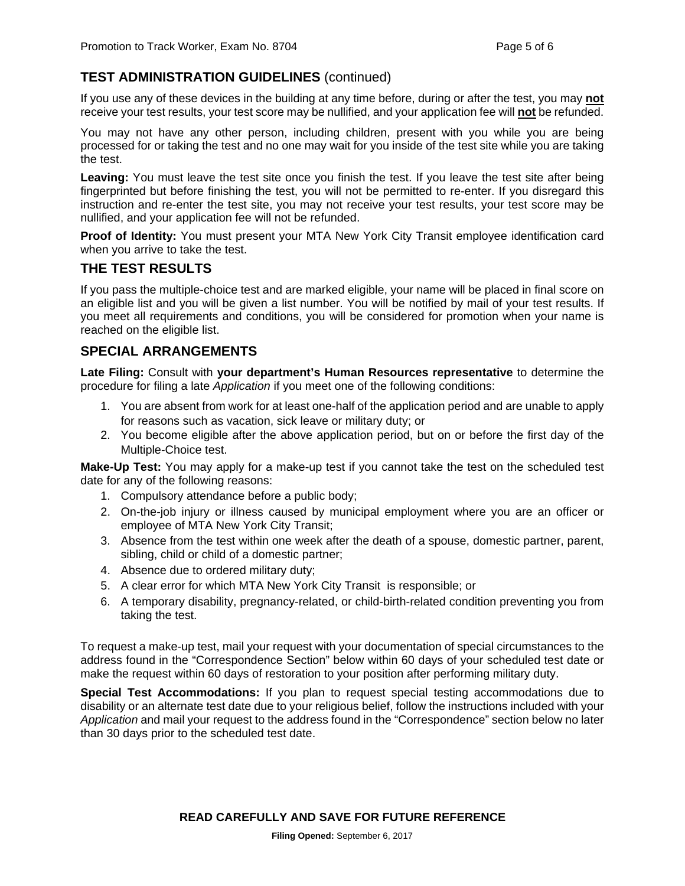## TEST ADMINISTRATION GUIDELINES (continued)

If you use any of these devices in the building at any time before, during or after the test, you may **not** receive your test results, your test score may be nullified, and your application fee will **not** be refunded.

You may not have any other person, including children, present with you while you are being processed for or taking the test and no one may wait for you inside of the test site while you are taking the test.

**Leaving:** You must leave the test site once you finish the test. If you leave the test site after being fingerprinted but before finishing the test, you will not be permitted to re-enter. If you disregard this instruction and re-enter the test site, you may not receive your test results, your test score may be nullified, and your application fee will not be refunded.

**Proof of Identity:** You must present your MTA New York City Transit employee identification card when you arrive to take the test.

## THE TEST RESULTS

If you pass the multiple-choice test and are marked eligible, your name will be placed in final score on an eligible list and you will be given a list number. You will be notified by mail of your test results. If you meet all requirements and conditions, you will be considered for promotion when your name is reached on the eligible list.

## SPECIAL ARRANGEMENTS

**Late Filing:** Consult with **your department's Human Resources representative** to determine the procedure for filing a late *Application* if you meet one of the following conditions:

1. You are absent from work for at least one-half of the application period and are unable to apply for reasons such as vacation, sick leave or military duty; or
2. You become eligible after the above application period, but on or before the first day of the Multiple-Choice test.

**Make-Up Test:** You may apply for a make-up test if you cannot take the test on the scheduled test date for any of the following reasons:

1. Compulsory attendance before a public body;
2. On-the-job injury or illness caused by municipal employment where you are an officer or employee of MTA New York City Transit;
3. Absence from the test within one week after the death of a spouse, domestic partner, parent, sibling, child or child of a domestic partner;
4. Absence due to ordered military duty;
5. A clear error for which MTA New York City Transit is responsible; or
6. A temporary disability, pregnancy-related, or child-birth-related condition preventing you from taking the test.

To request a make-up test, mail your request with your documentation of special circumstances to the address found in the "Correspondence Section" below within 60 days of your scheduled test date or make the request within 60 days of restoration to your position after performing military duty.

**Special Test Accommodations:** If you plan to request special testing accommodations due to disability or an alternate test date due to your religious belief, follow the instructions included with your *Application* and mail your request to the address found in the "Correspondence" section below no later than 30 days prior to the scheduled test date.

**READ CAREFULLY AND SAVE FOR FUTURE REFERENCE**

**Filing Opened:** September 6, 2017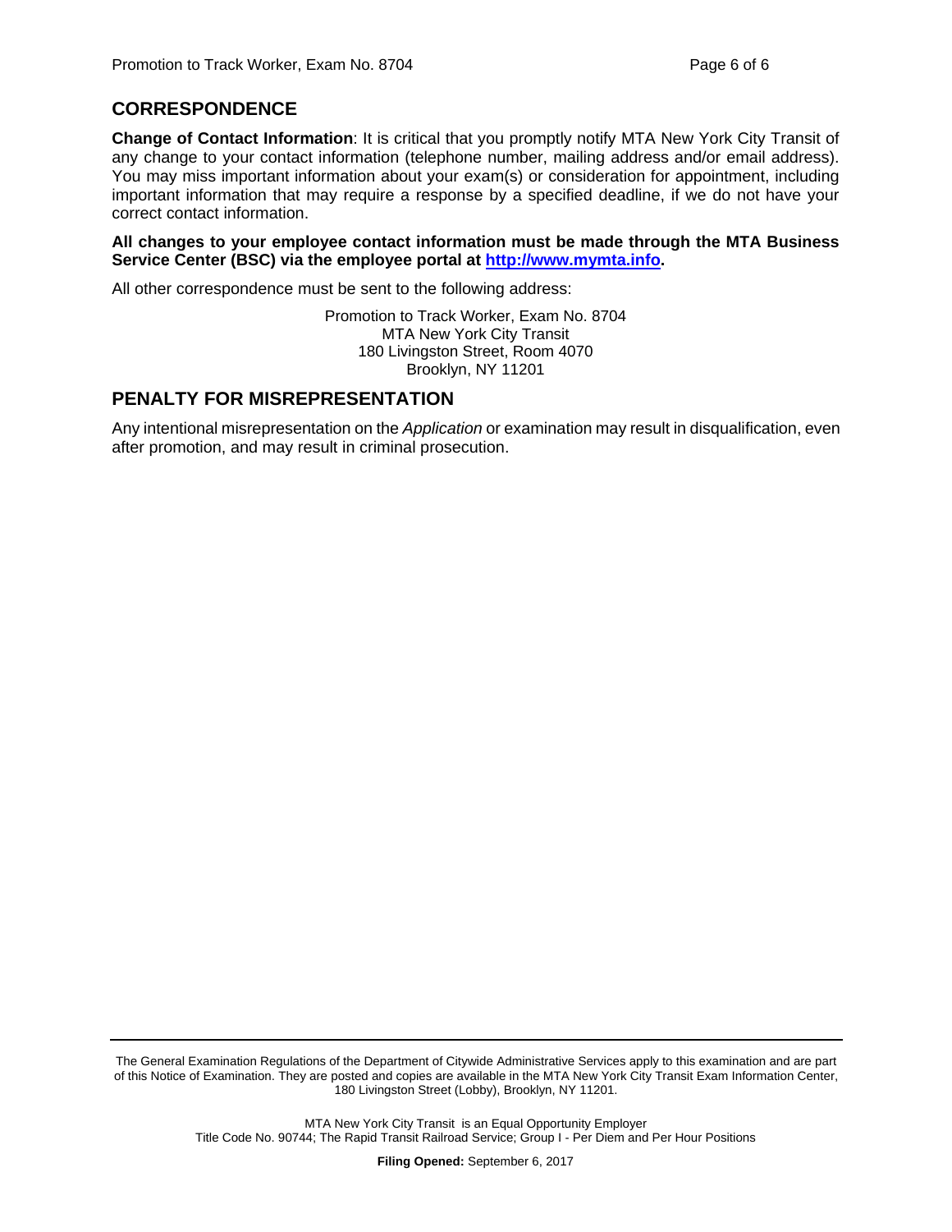## CORRESPONDENCE

**Change of Contact Information**: It is critical that you promptly notify MTA New York City Transit of any change to your contact information (telephone number, mailing address and/or email address). You may miss important information about your exam(s) or consideration for appointment, including important information that may require a response by a specified deadline, if we do not have your correct contact information.

**All changes to your employee contact information must be made through the MTA Business Service Center (BSC) via the employee portal at [http://www.mymta.info](http://www.mymta.info).**

All other correspondence must be sent to the following address:

Promotion to Track Worker, Exam No. 8704
MTA New York City Transit
180 Livingston Street, Room 4070
Brooklyn, NY 11201

## PENALTY FOR MISREPRESENTATION

Any intentional misrepresentation on the *Application* or examination may result in disqualification, even after promotion, and may result in criminal prosecution.

---

The General Examination Regulations of the Department of Citywide Administrative Services apply to this examination and are part of this Notice of Examination. They are posted and copies are available in the MTA New York City Transit Exam Information Center, 180 Livingston Street (Lobby), Brooklyn, NY 11201.

MTA New York City Transit is an Equal Opportunity Employer
Title Code No. 90744; The Rapid Transit Railroad Service; Group I - Per Diem and Per Hour Positions

**Filing Opened:** September 6, 2017